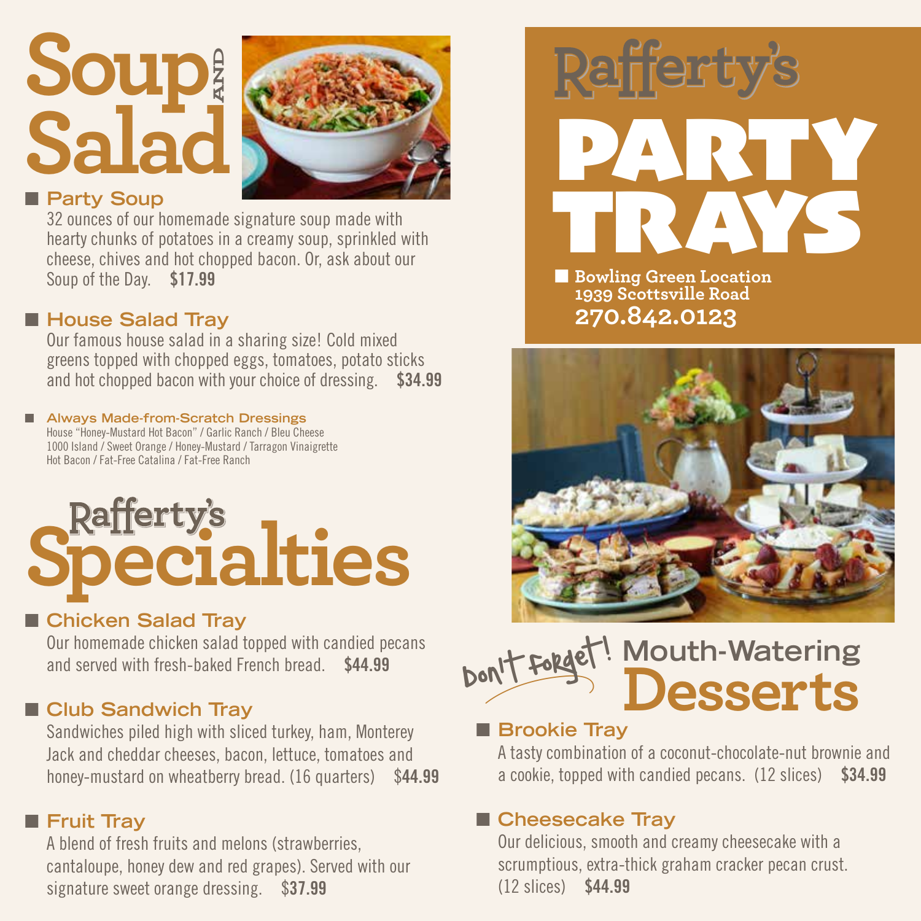# Soup AND Salad

### Party Soup

32 ounces of our homemade signature soup made with hearty chunks of potatoes in a creamy soup, sprinkled with cheese, chives and hot chopped bacon. Or, ask about our Soup of the Day. **$17.99**

### House Salad Tray

Our famous house salad in a sharing size! Cold mixed greens topped with chopped eggs, tomatoes, potato sticks and hot chopped bacon with your choice of dressing. **$34.99**

#### Always Made-from-Scratch Dressings

House "Honey-Mustard Hot Bacon" / Garlic Ranch / Bleu Cheese
1000 Island / Sweet Orange / Honey-Mustard / Tarragon Vinaigrette
Hot Bacon / Fat-Free Catalina / Fat-Free Ranch

# Rafferty's Specialties

### Chicken Salad Tray

Our homemade chicken salad topped with candied pecans and served with fresh-baked French bread. **$44.99**

### Club Sandwich Tray

Sandwiches piled high with sliced turkey, ham, Monterey Jack and cheddar cheeses, bacon, lettuce, tomatoes and honey-mustard on wheatberry bread. (16 quarters) $**44.99**

### Fruit Tray

A blend of fresh fruits and melons (strawberries, cantaloupe, honey dew and red grapes). Served with our signature sweet orange dressing. $**37.99**

# Rafferty's PARTY TRAYS

**Bowling Green Location**
**1939 Scottsville Road**
**270.842.0123**

# Don't Forget! Mouth-Watering Desserts

### Brookie Tray

A tasty combination of a coconut-chocolate-nut brownie and a cookie, topped with candied pecans. (12 slices) **$34.99**

### Cheesecake Tray

Our delicious, smooth and creamy cheesecake with a scrumptious, extra-thick graham cracker pecan crust. (12 slices) **$44.99**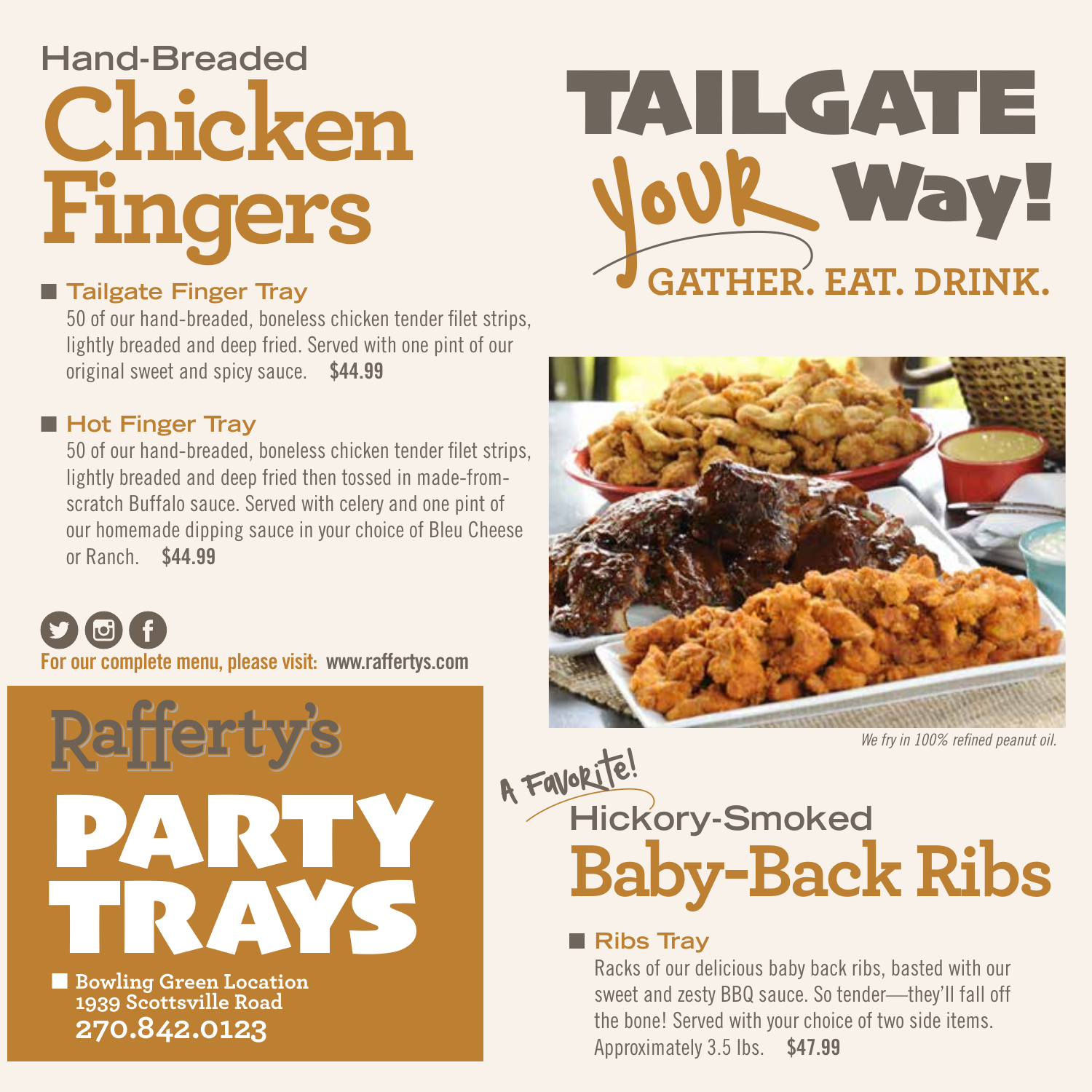# Hand-Breaded Chicken Fingers

### Tailgate Finger Tray

50 of our hand-breaded, boneless chicken tender filet strips, lightly breaded and deep fried. Served with one pint of our original sweet and spicy sauce. **$44.99**

### Hot Finger Tray

50 of our hand-breaded, boneless chicken tender filet strips, lightly breaded and deep fried then tossed in made-from-scratch Buffalo sauce. Served with celery and one pint of our homemade dipping sauce in your choice of Bleu Cheese or Ranch. **$44.99**

For our complete menu, please visit: **www.raffertys.com**

# Rafferty's PARTY TRAYS

**Bowling Green Location**
**1939 Scottsville Road**
**270.842.0123**

# TAILGATE Your Way!

## GATHER. EAT. DRINK.

*We fry in 100% refined peanut oil.*

A Favorite!

# Hickory-Smoked Baby-Back Ribs

### Ribs Tray

Racks of our delicious baby back ribs, basted with our sweet and zesty BBQ sauce. So tender—they'll fall off the bone! Served with your choice of two side items. Approximately 3.5 lbs. **$47.99**